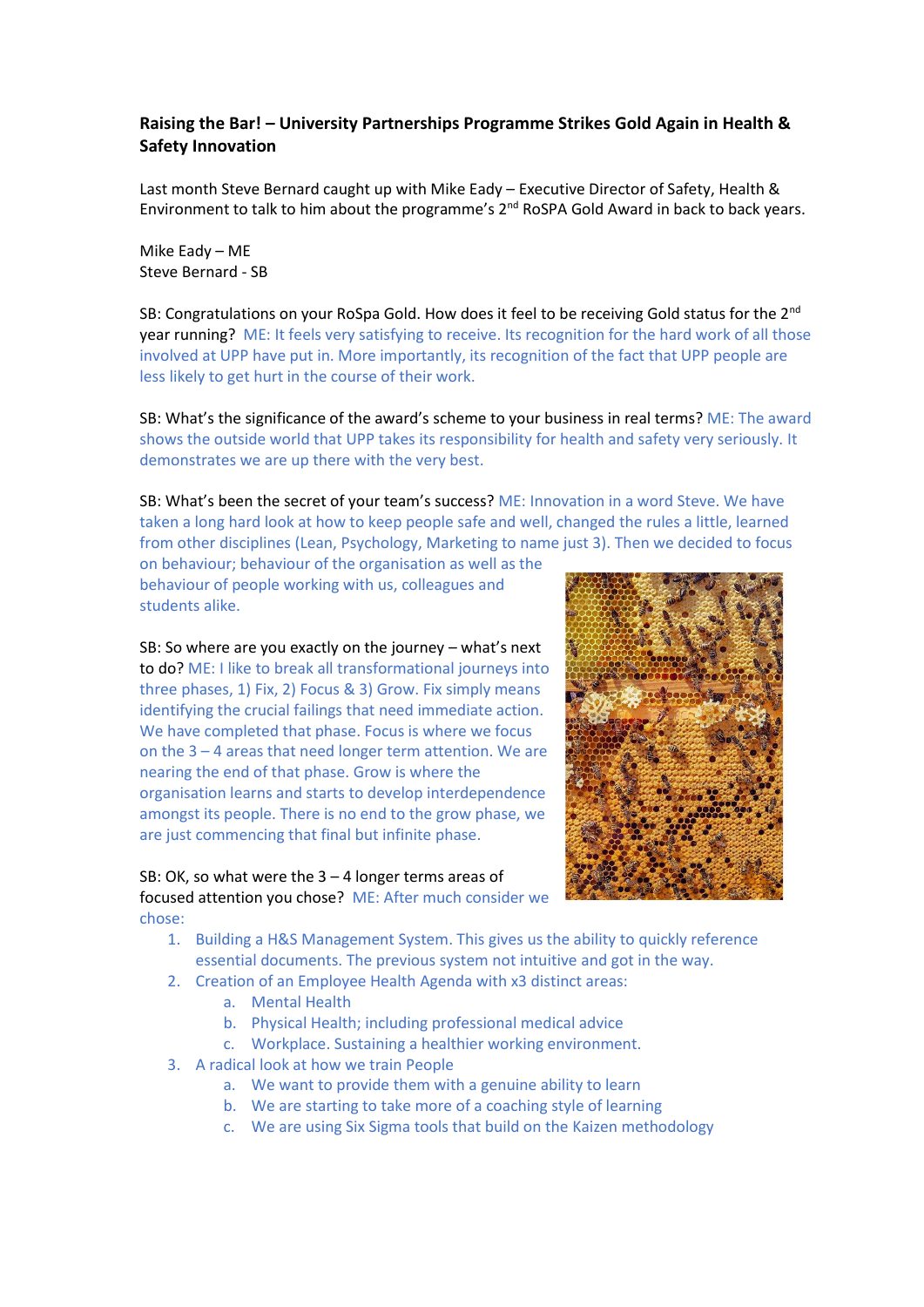**Raising the Bar! – University Partnerships Programme Strikes Gold Again in Health & Safety Innovation**

Last month Steve Bernard caught up with Mike Eady – Executive Director of Safety, Health & Environment to talk to him about the programme's 2nd RoSPA Gold Award in back to back years.

Mike Eady – ME
Steve Bernard - SB

SB: Congratulations on your RoSpa Gold. How does it feel to be receiving Gold status for the 2nd year running? ME: It feels very satisfying to receive. Its recognition for the hard work of all those involved at UPP have put in. More importantly, its recognition of the fact that UPP people are less likely to get hurt in the course of their work.

SB: What's the significance of the award's scheme to your business in real terms? ME: The award shows the outside world that UPP takes its responsibility for health and safety very seriously. It demonstrates we are up there with the very best.

SB: What's been the secret of your team's success? ME: Innovation in a word Steve. We have taken a long hard look at how to keep people safe and well, changed the rules a little, learned from other disciplines (Lean, Psychology, Marketing to name just 3). Then we decided to focus on behaviour; behaviour of the organisation as well as the behaviour of people working with us, colleagues and students alike.

SB: So where are you exactly on the journey – what's next to do? ME: I like to break all transformational journeys into three phases, 1) Fix, 2) Focus & 3) Grow. Fix simply means identifying the crucial failings that need immediate action. We have completed that phase. Focus is where we focus on the 3 – 4 areas that need longer term attention. We are nearing the end of that phase. Grow is where the organisation learns and starts to develop interdependence amongst its people. There is no end to the grow phase, we are just commencing that final but infinite phase.

SB: OK, so what were the 3 – 4 longer terms areas of focused attention you chose? ME: After much consider we chose:

1. Building a H&S Management System. This gives us the ability to quickly reference essential documents. The previous system not intuitive and got in the way.
2. Creation of an Employee Health Agenda with x3 distinct areas:
   a. Mental Health
   b. Physical Health; including professional medical advice
   c. Workplace. Sustaining a healthier working environment.
3. A radical look at how we train People
   a. We want to provide them with a genuine ability to learn
   b. We are starting to take more of a coaching style of learning
   c. We are using Six Sigma tools that build on the Kaizen methodology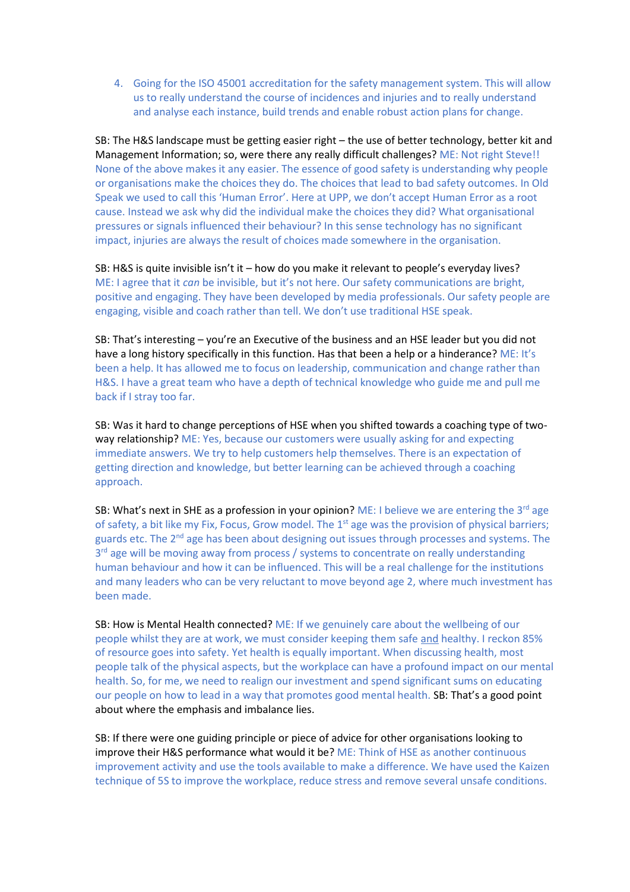4. Going for the ISO 45001 accreditation for the safety management system. This will allow us to really understand the course of incidences and injuries and to really understand and analyse each instance, build trends and enable robust action plans for change.

SB: The H&S landscape must be getting easier right – the use of better technology, better kit and Management Information; so, were there any really difficult challenges? ME: Not right Steve!! None of the above makes it any easier. The essence of good safety is understanding why people or organisations make the choices they do. The choices that lead to bad safety outcomes. In Old Speak we used to call this 'Human Error'. Here at UPP, we don't accept Human Error as a root cause. Instead we ask why did the individual make the choices they did? What organisational pressures or signals influenced their behaviour? In this sense technology has no significant impact, injuries are always the result of choices made somewhere in the organisation.

SB: H&S is quite invisible isn't it – how do you make it relevant to people's everyday lives? ME: I agree that it *can* be invisible, but it's not here. Our safety communications are bright, positive and engaging. They have been developed by media professionals. Our safety people are engaging, visible and coach rather than tell. We don't use traditional HSE speak.

SB: That's interesting – you're an Executive of the business and an HSE leader but you did not have a long history specifically in this function. Has that been a help or a hinderance? ME: It's been a help. It has allowed me to focus on leadership, communication and change rather than H&S. I have a great team who have a depth of technical knowledge who guide me and pull me back if I stray too far.

SB: Was it hard to change perceptions of HSE when you shifted towards a coaching type of two-way relationship? ME: Yes, because our customers were usually asking for and expecting immediate answers. We try to help customers help themselves. There is an expectation of getting direction and knowledge, but better learning can be achieved through a coaching approach.

SB: What's next in SHE as a profession in your opinion? ME: I believe we are entering the 3rd age of safety, a bit like my Fix, Focus, Grow model. The 1st age was the provision of physical barriers; guards etc. The 2nd age has been about designing out issues through processes and systems. The 3rd age will be moving away from process / systems to concentrate on really understanding human behaviour and how it can be influenced. This will be a real challenge for the institutions and many leaders who can be very reluctant to move beyond age 2, where much investment has been made.

SB: How is Mental Health connected? ME: If we genuinely care about the wellbeing of our people whilst they are at work, we must consider keeping them safe <u>and</u> healthy. I reckon 85% of resource goes into safety. Yet health is equally important. When discussing health, most people talk of the physical aspects, but the workplace can have a profound impact on our mental health. So, for me, we need to realign our investment and spend significant sums on educating our people on how to lead in a way that promotes good mental health. SB: That's a good point about where the emphasis and imbalance lies.

SB: If there were one guiding principle or piece of advice for other organisations looking to improve their H&S performance what would it be? ME: Think of HSE as another continuous improvement activity and use the tools available to make a difference. We have used the Kaizen technique of 5S to improve the workplace, reduce stress and remove several unsafe conditions.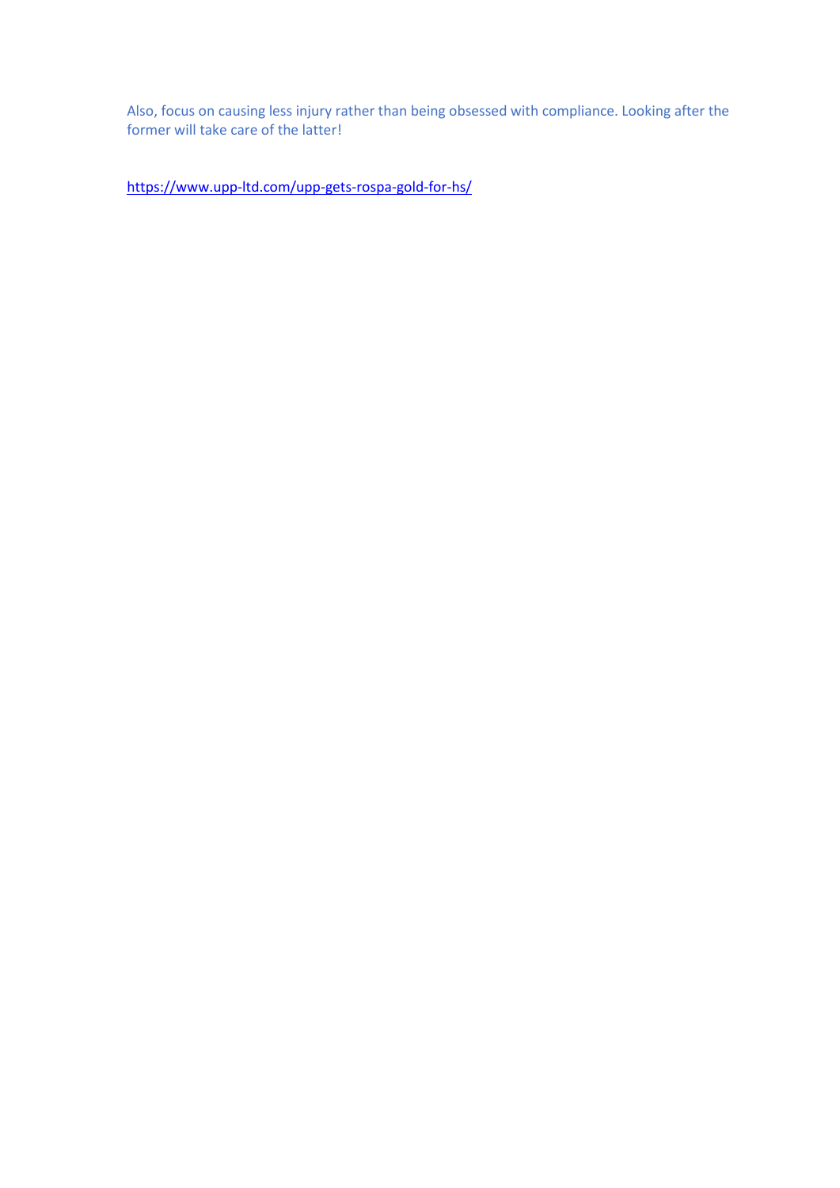Also, focus on causing less injury rather than being obsessed with compliance. Looking after the former will take care of the latter!

https://www.upp-ltd.com/upp-gets-rospa-gold-for-hs/